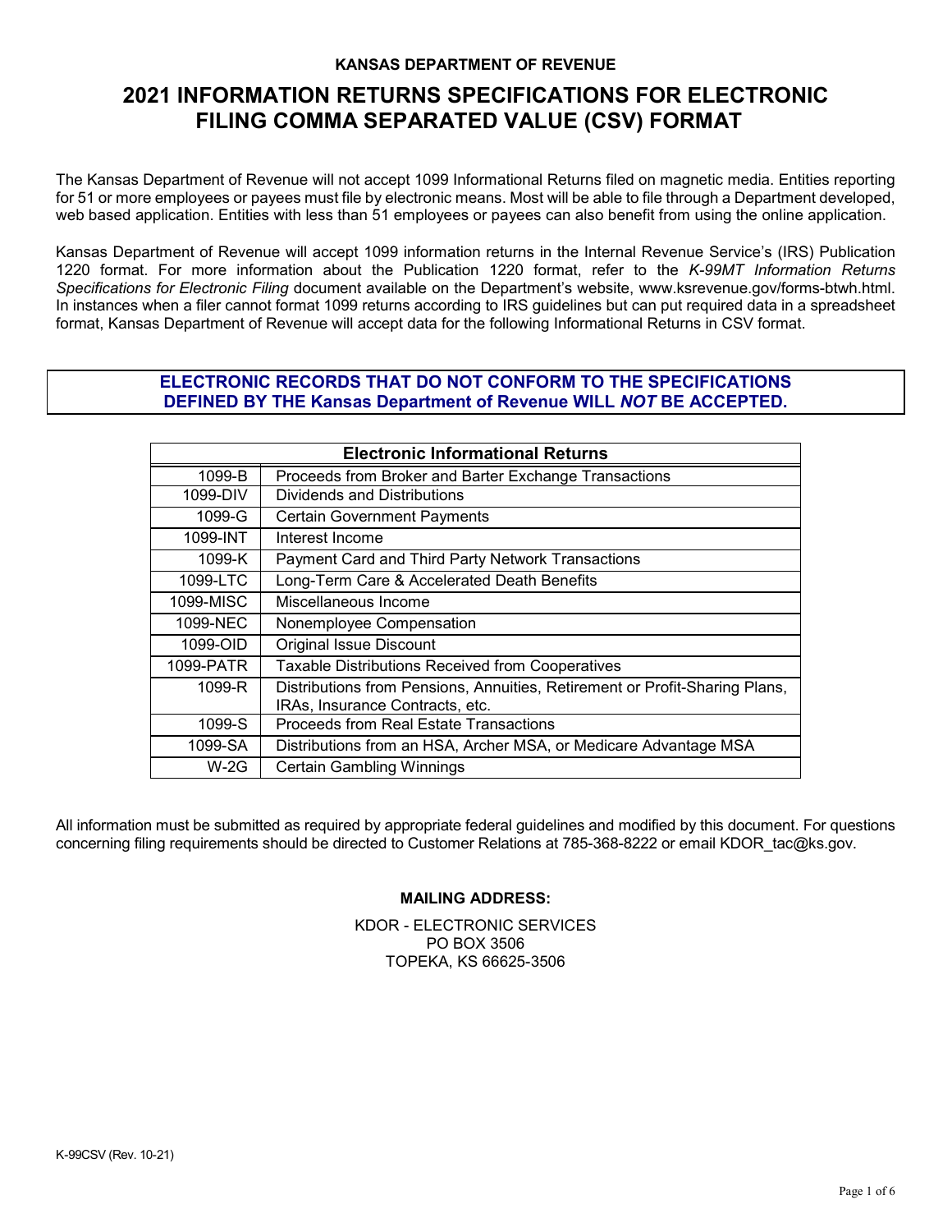**KANSAS DEPARTMENT OF REVENUE**

# 2021 INFORMATION RETURNS SPECIFICATIONS FOR ELECTRONIC FILING COMMA SEPARATED VALUE (CSV) FORMAT

The Kansas Department of Revenue will not accept 1099 Informational Returns filed on magnetic media. Entities reporting for 51 or more employees or payees must file by electronic means. Most will be able to file through a Department developed, web based application. Entities with less than 51 employees or payees can also benefit from using the online application.

Kansas Department of Revenue will accept 1099 information returns in the Internal Revenue Service's (IRS) Publication 1220 format. For more information about the Publication 1220 format, refer to the *K-99MT Information Returns Specifications for Electronic Filing* document available on the Department's website, www.ksrevenue.gov/forms-btwh.html. In instances when a filer cannot format 1099 returns according to IRS guidelines but can put required data in a spreadsheet format, Kansas Department of Revenue will accept data for the following Informational Returns in CSV format.

**ELECTRONIC RECORDS THAT DO NOT CONFORM TO THE SPECIFICATIONS DEFINED BY THE Kansas Department of Revenue WILL *NOT* BE ACCEPTED.**

| Electronic Informational Returns | |
|---|---|
| 1099-B | Proceeds from Broker and Barter Exchange Transactions |
| 1099-DIV | Dividends and Distributions |
| 1099-G | Certain Government Payments |
| 1099-INT | Interest Income |
| 1099-K | Payment Card and Third Party Network Transactions |
| 1099-LTC | Long-Term Care & Accelerated Death Benefits |
| 1099-MISC | Miscellaneous Income |
| 1099-NEC | Nonemployee Compensation |
| 1099-OID | Original Issue Discount |
| 1099-PATR | Taxable Distributions Received from Cooperatives |
| 1099-R | Distributions from Pensions, Annuities, Retirement or Profit-Sharing Plans, IRAs, Insurance Contracts, etc. |
| 1099-S | Proceeds from Real Estate Transactions |
| 1099-SA | Distributions from an HSA, Archer MSA, or Medicare Advantage MSA |
| W-2G | Certain Gambling Winnings |

All information must be submitted as required by appropriate federal guidelines and modified by this document. For questions concerning filing requirements should be directed to Customer Relations at 785-368-8222 or email KDOR_tac@ks.gov.

**MAILING ADDRESS:**

KDOR - ELECTRONIC SERVICES
PO BOX 3506
TOPEKA, KS 66625-3506

K-99CSV (Rev. 10-21)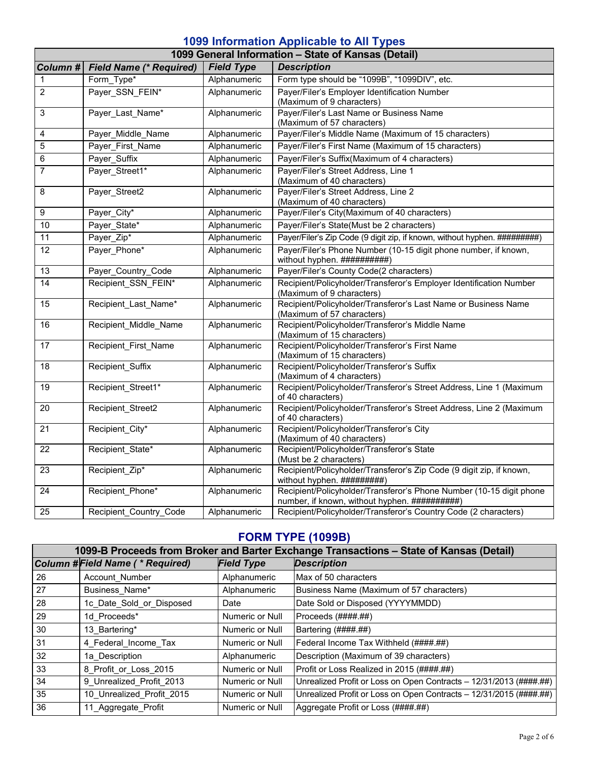## 1099 Information Applicable to All Types

| 1099 General Information – State of Kansas (Detail) | | | |
|---|---|---|---|
| **Column #** | **Field Name (* Required)** | **Field Type** | **Description** |
| 1 | Form_Type* | Alphanumeric | Form type should be "1099B", "1099DIV", etc. |
| 2 | Payer_SSN_FEIN* | Alphanumeric | Payer/Filer's Employer Identification Number (Maximum of 9 characters) |
| 3 | Payer_Last_Name* | Alphanumeric | Payer/Filer's Last Name or Business Name (Maximum of 57 characters) |
| 4 | Payer_Middle_Name | Alphanumeric | Payer/Filer's Middle Name (Maximum of 15 characters) |
| 5 | Payer_First_Name | Alphanumeric | Payer/Filer's First Name (Maximum of 15 characters) |
| 6 | Payer_Suffix | Alphanumeric | Payer/Filer's Suffix(Maximum of 4 characters) |
| 7 | Payer_Street1* | Alphanumeric | Payer/Filer's Street Address, Line 1 (Maximum of 40 characters) |
| 8 | Payer_Street2 | Alphanumeric | Payer/Filer's Street Address, Line 2 (Maximum of 40 characters) |
| 9 | Payer_City* | Alphanumeric | Payer/Filer's City(Maximum of 40 characters) |
| 10 | Payer_State* | Alphanumeric | Payer/Filer's State(Must be 2 characters) |
| 11 | Payer_Zip* | Alphanumeric | Payer/Filer's Zip Code (9 digit zip, if known, without hyphen. #########) |
| 12 | Payer_Phone* | Alphanumeric | Payer/Filer's Phone Number (10-15 digit phone number, if known, without hyphen. ##########) |
| 13 | Payer_Country_Code | Alphanumeric | Payer/Filer's County Code(2 characters) |
| 14 | Recipient_SSN_FEIN* | Alphanumeric | Recipient/Policyholder/Transferor's Employer Identification Number (Maximum of 9 characters) |
| 15 | Recipient_Last_Name* | Alphanumeric | Recipient/Policyholder/Transferor's Last Name or Business Name (Maximum of 57 characters) |
| 16 | Recipient_Middle_Name | Alphanumeric | Recipient/Policyholder/Transferor's Middle Name (Maximum of 15 characters) |
| 17 | Recipient_First_Name | Alphanumeric | Recipient/Policyholder/Transferor's First Name (Maximum of 15 characters) |
| 18 | Recipient_Suffix | Alphanumeric | Recipient/Policyholder/Transferor's Suffix (Maximum of 4 characters) |
| 19 | Recipient_Street1* | Alphanumeric | Recipient/Policyholder/Transferor's Street Address, Line 1 (Maximum of 40 characters) |
| 20 | Recipient_Street2 | Alphanumeric | Recipient/Policyholder/Transferor's Street Address, Line 2 (Maximum of 40 characters) |
| 21 | Recipient_City* | Alphanumeric | Recipient/Policyholder/Transferor's City (Maximum of 40 characters) |
| 22 | Recipient_State* | Alphanumeric | Recipient/Policyholder/Transferor's State (Must be 2 characters) |
| 23 | Recipient_Zip* | Alphanumeric | Recipient/Policyholder/Transferor's Zip Code (9 digit zip, if known, without hyphen. #########) |
| 24 | Recipient_Phone* | Alphanumeric | Recipient/Policyholder/Transferor's Phone Number (10-15 digit phone number, if known, without hyphen. ##########) |
| 25 | Recipient_Country_Code | Alphanumeric | Recipient/Policyholder/Transferor's Country Code (2 characters) |

## FORM TYPE (1099B)

| 1099-B Proceeds from Broker and Barter Exchange Transactions – State of Kansas (Detail) | | | |
|---|---|---|---|
| **Column #** | **Field Name ( * Required)** | **Field Type** | **Description** |
| 26 | Account_Number | Alphanumeric | Max of 50 characters |
| 27 | Business_Name* | Alphanumeric | Business Name (Maximum of 57 characters) |
| 28 | 1c_Date_Sold_or_Disposed | Date | Date Sold or Disposed (YYYYMMDD) |
| 29 | 1d_Proceeds* | Numeric or Null | Proceeds (####.##) |
| 30 | 13_Bartering* | Numeric or Null | Bartering (####.##) |
| 31 | 4_Federal_Income_Tax | Numeric or Null | Federal Income Tax Withheld (####.##) |
| 32 | 1a_Description | Alphanumeric | Description (Maximum of 39 characters) |
| 33 | 8_Profit_or_Loss_2015 | Numeric or Null | Profit or Loss Realized in 2015 (####.##) |
| 34 | 9_Unrealized_Profit_2013 | Numeric or Null | Unrealized Profit or Loss on Open Contracts – 12/31/2013 (####.##) |
| 35 | 10_Unrealized_Profit_2015 | Numeric or Null | Unrealized Profit or Loss on Open Contracts – 12/31/2015 (####.##) |
| 36 | 11_Aggregate_Profit | Numeric or Null | Aggregate Profit or Loss (####.##) |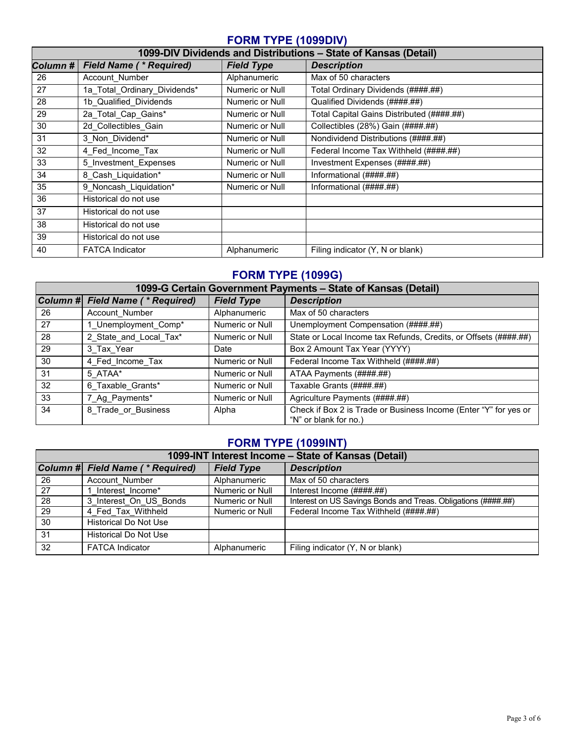## FORM TYPE (1099DIV)

| 1099-DIV Dividends and Distributions – State of Kansas (Detail) | | | |
|---|---|---|---|
| ***Column #*** | ***Field Name ( * Required)*** | ***Field Type*** | ***Description*** |
| 26 | Account_Number | Alphanumeric | Max of 50 characters |
| 27 | 1a_Total_Ordinary_Dividends* | Numeric or Null | Total Ordinary Dividends (####.##) |
| 28 | 1b_Qualified_Dividends | Numeric or Null | Qualified Dividends (####.##) |
| 29 | 2a_Total_Cap_Gains* | Numeric or Null | Total Capital Gains Distributed (####.##) |
| 30 | 2d_Collectibles_Gain | Numeric or Null | Collectibles (28%) Gain (####.##) |
| 31 | 3_Non_Dividend* | Numeric or Null | Nondividend Distributions (####.##) |
| 32 | 4_Fed_Income_Tax | Numeric or Null | Federal Income Tax Withheld (####.##) |
| 33 | 5_Investment_Expenses | Numeric or Null | Investment Expenses (####.##) |
| 34 | 8_Cash_Liquidation* | Numeric or Null | Informational (####.##) |
| 35 | 9_Noncash_Liquidation* | Numeric or Null | Informational (####.##) |
| 36 | Historical do not use | | |
| 37 | Historical do not use | | |
| 38 | Historical do not use | | |
| 39 | Historical do not use | | |
| 40 | FATCA Indicator | Alphanumeric | Filing indicator (Y, N or blank) |

## FORM TYPE (1099G)

| 1099-G Certain Government Payments – State of Kansas (Detail) | | | |
|---|---|---|---|
| ***Column #*** | ***Field Name ( * Required)*** | ***Field Type*** | ***Description*** |
| 26 | Account_Number | Alphanumeric | Max of 50 characters |
| 27 | 1_Unemployment_Comp* | Numeric or Null | Unemployment Compensation (####.##) |
| 28 | 2_State_and_Local_Tax* | Numeric or Null | State or Local Income tax Refunds, Credits, or Offsets (####.##) |
| 29 | 3_Tax_Year | Date | Box 2 Amount Tax Year (YYYY) |
| 30 | 4_Fed_Income_Tax | Numeric or Null | Federal Income Tax Withheld (####.##) |
| 31 | 5_ATAA* | Numeric or Null | ATAA Payments (####.##) |
| 32 | 6_Taxable_Grants* | Numeric or Null | Taxable Grants (####.##) |
| 33 | 7_Ag_Payments* | Numeric or Null | Agriculture Payments (####.##) |
| 34 | 8_Trade_or_Business | Alpha | Check if Box 2 is Trade or Business Income (Enter "Y" for yes or "N" or blank for no.) |

## FORM TYPE (1099INT)

| 1099-INT Interest Income – State of Kansas (Detail) | | | |
|---|---|---|---|
| ***Column #*** | ***Field Name ( * Required)*** | ***Field Type*** | ***Description*** |
| 26 | Account_Number | Alphanumeric | Max of 50 characters |
| 27 | 1_Interest_Income* | Numeric or Null | Interest Income (####.##) |
| 28 | 3_Interest_On_US_Bonds | Numeric or Null | Interest on US Savings Bonds and Treas. Obligations (####.##) |
| 29 | 4_Fed_Tax_Withheld | Numeric or Null | Federal Income Tax Withheld (####.##) |
| 30 | Historical Do Not Use | | |
| 31 | Historical Do Not Use | | |
| 32 | FATCA Indicator | Alphanumeric | Filing indicator (Y, N or blank) |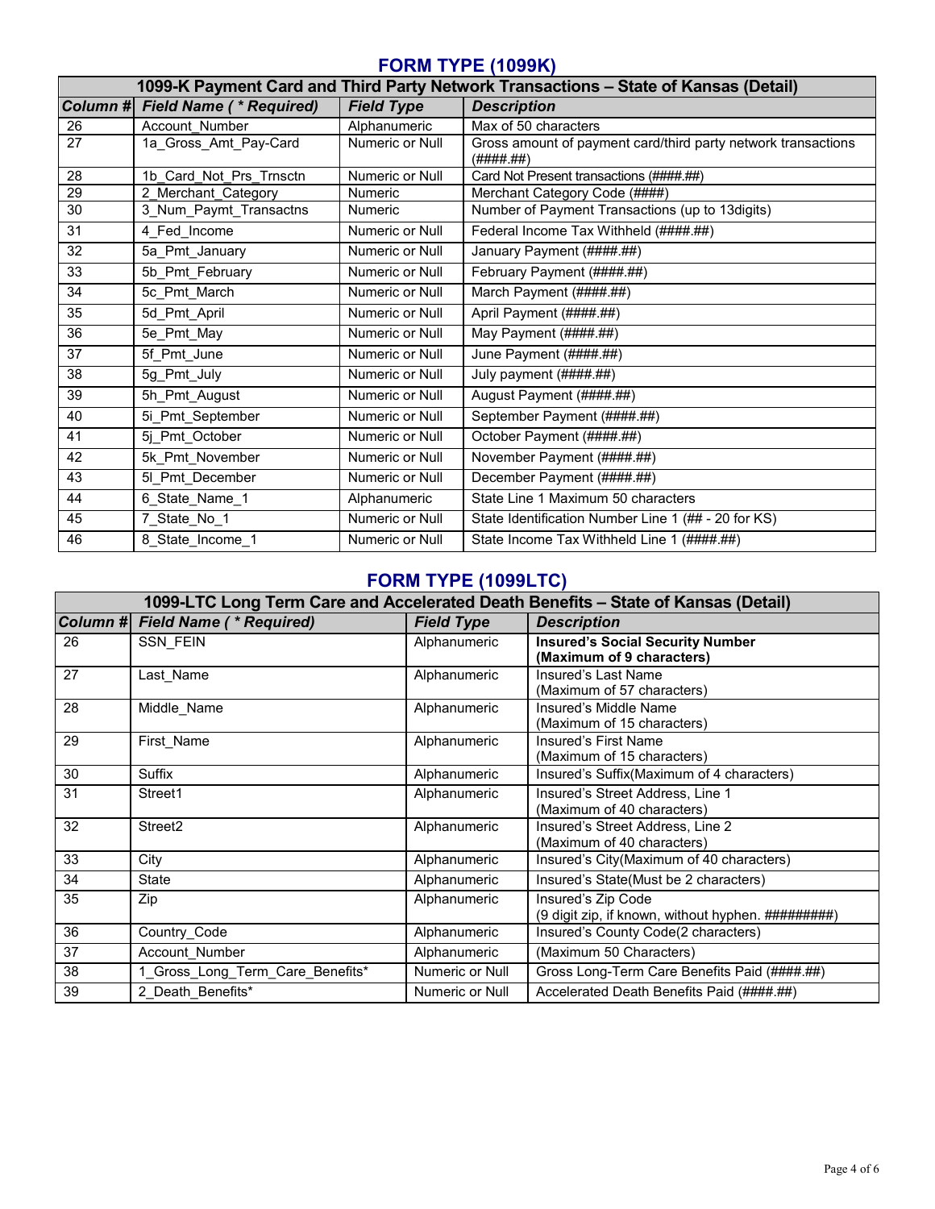## FORM TYPE (1099K)

| 1099-K Payment Card and Third Party Network Transactions – State of Kansas (Detail) | | | |
|---|---|---|---|
| ***Column #*** | ***Field Name ( * Required)*** | ***Field Type*** | ***Description*** |
| 26 | Account_Number | Alphanumeric | Max of 50 characters |
| 27 | 1a_Gross_Amt_Pay-Card | Numeric or Null | Gross amount of payment card/third party network transactions (####.##) |
| 28 | 1b_Card_Not_Prs_Trnsctn | Numeric or Null | Card Not Present transactions (####.##) |
| 29 | 2_Merchant_Category | Numeric | Merchant Category Code (####) |
| 30 | 3_Num_Paymt_Transactns | Numeric | Number of Payment Transactions (up to 13digits) |
| 31 | 4_Fed_Income | Numeric or Null | Federal Income Tax Withheld (####.##) |
| 32 | 5a_Pmt_January | Numeric or Null | January Payment (####.##) |
| 33 | 5b_Pmt_February | Numeric or Null | February Payment (####.##) |
| 34 | 5c_Pmt_March | Numeric or Null | March Payment (####.##) |
| 35 | 5d_Pmt_April | Numeric or Null | April Payment (####.##) |
| 36 | 5e_Pmt_May | Numeric or Null | May Payment (####.##) |
| 37 | 5f_Pmt_June | Numeric or Null | June Payment (####.##) |
| 38 | 5g_Pmt_July | Numeric or Null | July payment (####.##) |
| 39 | 5h_Pmt_August | Numeric or Null | August Payment (####.##) |
| 40 | 5i_Pmt_September | Numeric or Null | September Payment (####.##) |
| 41 | 5j_Pmt_October | Numeric or Null | October Payment (####.##) |
| 42 | 5k_Pmt_November | Numeric or Null | November Payment (####.##) |
| 43 | 5l_Pmt_December | Numeric or Null | December Payment (####.##) |
| 44 | 6_State_Name_1 | Alphanumeric | State Line 1 Maximum 50 characters |
| 45 | 7_State_No_1 | Numeric or Null | State Identification Number Line 1 (## - 20 for KS) |
| 46 | 8_State_Income_1 | Numeric or Null | State Income Tax Withheld Line 1 (####.##) |

## FORM TYPE (1099LTC)

| 1099-LTC Long Term Care and Accelerated Death Benefits – State of Kansas (Detail) | | | |
|---|---|---|---|
| ***Column #*** | ***Field Name ( * Required)*** | ***Field Type*** | ***Description*** |
| 26 | SSN_FEIN | Alphanumeric | **Insured's Social Security Number (Maximum of 9 characters)** |
| 27 | Last_Name | Alphanumeric | Insured's Last Name (Maximum of 57 characters) |
| 28 | Middle_Name | Alphanumeric | Insured's Middle Name (Maximum of 15 characters) |
| 29 | First_Name | Alphanumeric | Insured's First Name (Maximum of 15 characters) |
| 30 | Suffix | Alphanumeric | Insured's Suffix(Maximum of 4 characters) |
| 31 | Street1 | Alphanumeric | Insured's Street Address, Line 1 (Maximum of 40 characters) |
| 32 | Street2 | Alphanumeric | Insured's Street Address, Line 2 (Maximum of 40 characters) |
| 33 | City | Alphanumeric | Insured's City(Maximum of 40 characters) |
| 34 | State | Alphanumeric | Insured's State(Must be 2 characters) |
| 35 | Zip | Alphanumeric | Insured's Zip Code (9 digit zip, if known, without hyphen. #########) |
| 36 | Country_Code | Alphanumeric | Insured's County Code(2 characters) |
| 37 | Account_Number | Alphanumeric | (Maximum 50 Characters) |
| 38 | 1_Gross_Long_Term_Care_Benefits* | Numeric or Null | Gross Long-Term Care Benefits Paid (####.##) |
| 39 | 2_Death_Benefits* | Numeric or Null | Accelerated Death Benefits Paid (####.##) |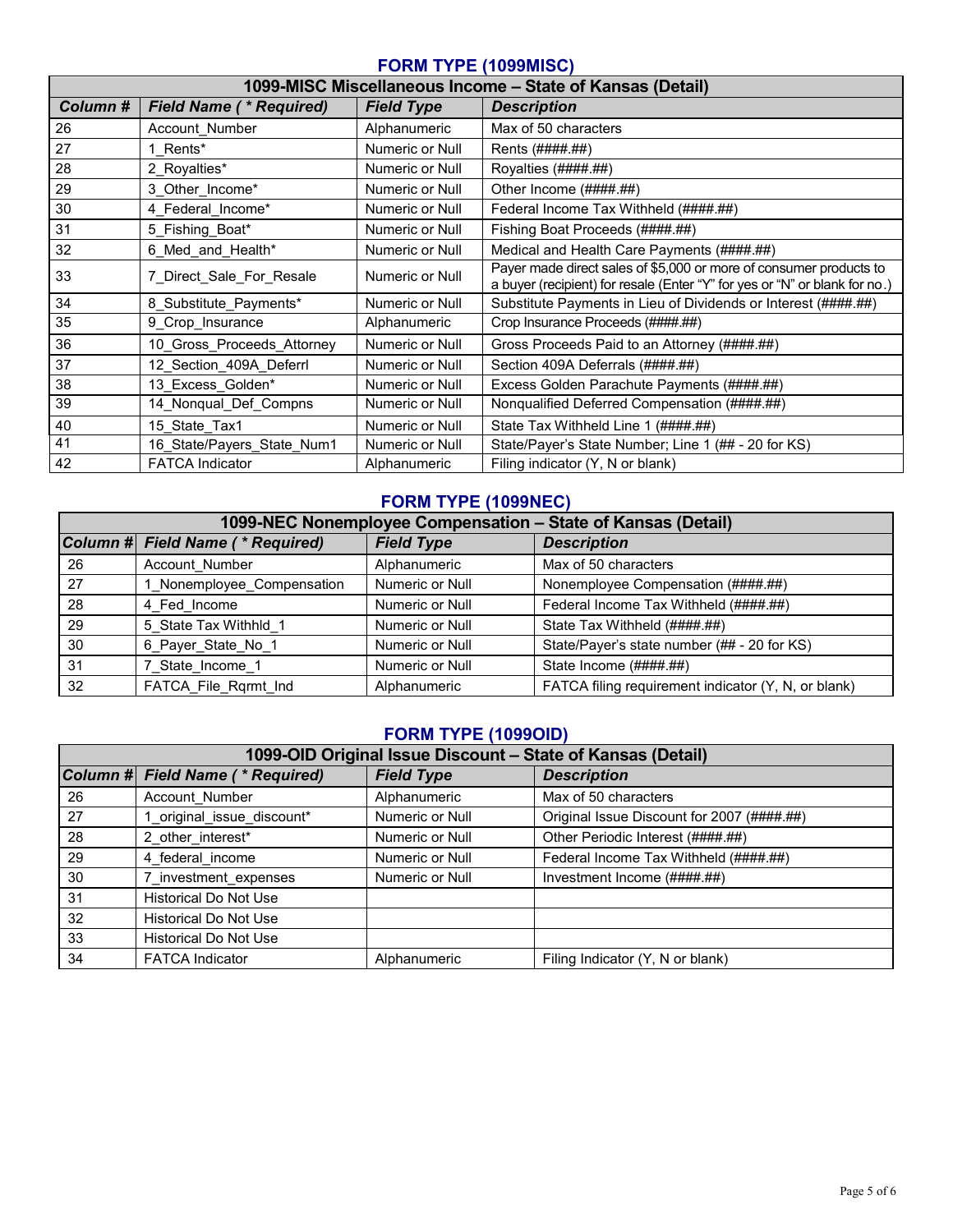## FORM TYPE (1099MISC)

| 1099-MISC Miscellaneous Income – State of Kansas (Detail) | | | |
|---|---|---|---|
| ***Column #*** | ***Field Name ( * Required)*** | ***Field Type*** | ***Description*** |
| 26 | Account_Number | Alphanumeric | Max of 50 characters |
| 27 | 1_Rents* | Numeric or Null | Rents (####.##) |
| 28 | 2_Royalties* | Numeric or Null | Royalties (####.##) |
| 29 | 3_Other_Income* | Numeric or Null | Other Income (####.##) |
| 30 | 4_Federal_Income* | Numeric or Null | Federal Income Tax Withheld (####.##) |
| 31 | 5_Fishing_Boat* | Numeric or Null | Fishing Boat Proceeds (####.##) |
| 32 | 6_Med_and_Health* | Numeric or Null | Medical and Health Care Payments (####.##) |
| 33 | 7_Direct_Sale_For_Resale | Numeric or Null | Payer made direct sales of $5,000 or more of consumer products to a buyer (recipient) for resale (Enter “Y” for yes or “N” or blank for no.) |
| 34 | 8_Substitute_Payments* | Numeric or Null | Substitute Payments in Lieu of Dividends or Interest (####.##) |
| 35 | 9_Crop_Insurance | Alphanumeric | Crop Insurance Proceeds (####.##) |
| 36 | 10_Gross_Proceeds_Attorney | Numeric or Null | Gross Proceeds Paid to an Attorney (####.##) |
| 37 | 12_Section_409A_Deferrl | Numeric or Null | Section 409A Deferrals (####.##) |
| 38 | 13_Excess_Golden* | Numeric or Null | Excess Golden Parachute Payments (####.##) |
| 39 | 14_Nonqual_Def_Compns | Numeric or Null | Nonqualified Deferred Compensation (####.##) |
| 40 | 15_State_Tax1 | Numeric or Null | State Tax Withheld Line 1 (####.##) |
| 41 | 16_State/Payers_State_Num1 | Numeric or Null | State/Payer’s State Number; Line 1 (## - 20 for KS) |
| 42 | FATCA Indicator | Alphanumeric | Filing indicator (Y, N or blank) |

## FORM TYPE (1099NEC)

| 1099-NEC Nonemployee Compensation – State of Kansas (Detail) | | | |
|---|---|---|---|
| ***Column #*** | ***Field Name ( * Required)*** | ***Field Type*** | ***Description*** |
| 26 | Account_Number | Alphanumeric | Max of 50 characters |
| 27 | 1_Nonemployee_Compensation | Numeric or Null | Nonemployee Compensation (####.##) |
| 28 | 4_Fed_Income | Numeric or Null | Federal Income Tax Withheld (####.##) |
| 29 | 5_State Tax Withhld_1 | Numeric or Null | State Tax Withheld (####.##) |
| 30 | 6_Payer_State_No_1 | Numeric or Null | State/Payer’s state number (## - 20 for KS) |
| 31 | 7_State_Income_1 | Numeric or Null | State Income (####.##) |
| 32 | FATCA_File_Rqrmt_Ind | Alphanumeric | FATCA filing requirement indicator (Y, N, or blank) |

## FORM TYPE (1099OID)

| 1099-OID Original Issue Discount – State of Kansas (Detail) | | | |
|---|---|---|---|
| ***Column #*** | ***Field Name ( * Required)*** | ***Field Type*** | ***Description*** |
| 26 | Account_Number | Alphanumeric | Max of 50 characters |
| 27 | 1_original_issue_discount* | Numeric or Null | Original Issue Discount for 2007 (####.##) |
| 28 | 2_other_interest* | Numeric or Null | Other Periodic Interest (####.##) |
| 29 | 4_federal_income | Numeric or Null | Federal Income Tax Withheld (####.##) |
| 30 | 7_investment_expenses | Numeric or Null | Investment Income (####.##) |
| 31 | Historical Do Not Use | | |
| 32 | Historical Do Not Use | | |
| 33 | Historical Do Not Use | | |
| 34 | FATCA Indicator | Alphanumeric | Filing Indicator (Y, N or blank) |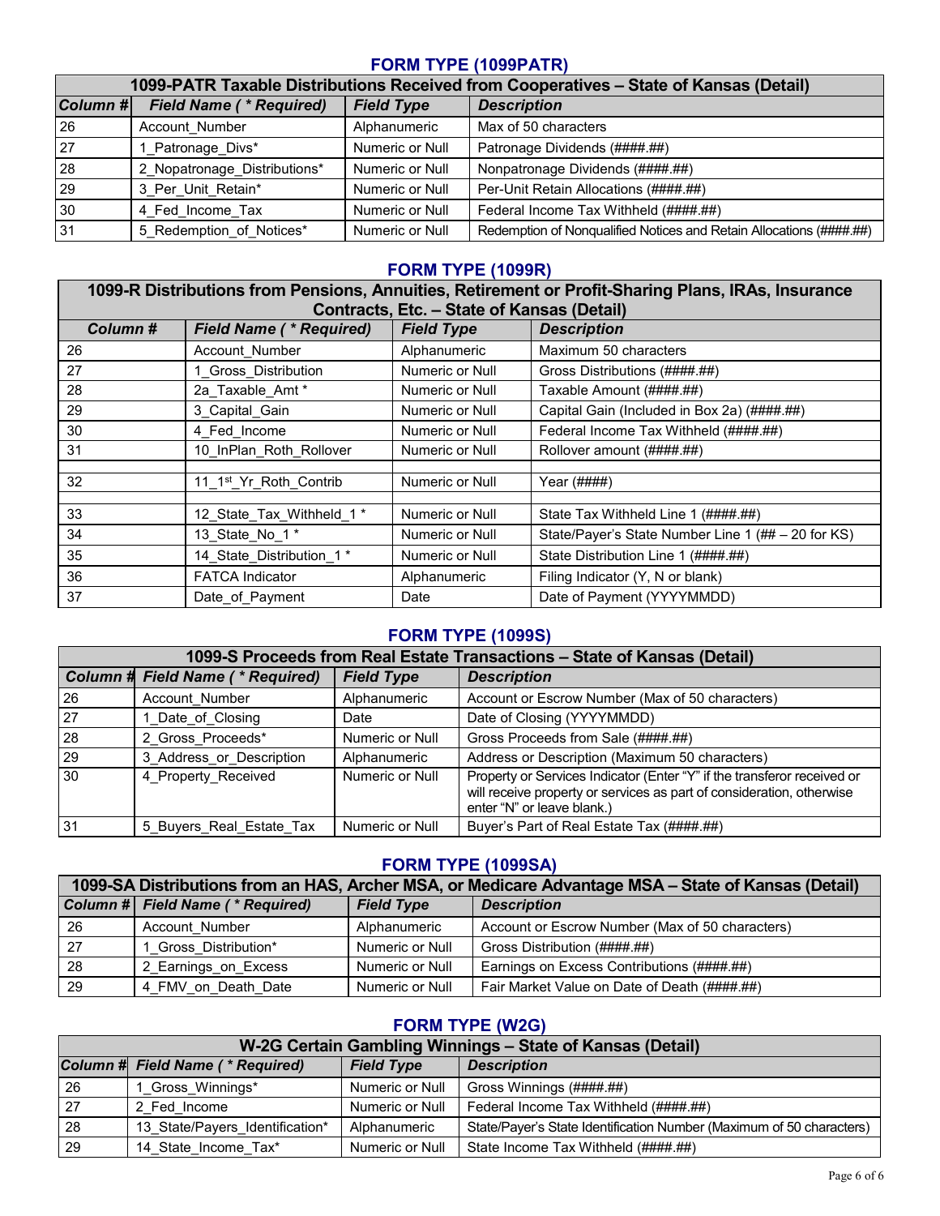## FORM TYPE (1099PATR)

| 1099-PATR Taxable Distributions Received from Cooperatives – State of Kansas (Detail) | | | |
|---|---|---|---|
| ***Column #*** | ***Field Name ( * Required)*** | ***Field Type*** | ***Description*** |
| 26 | Account_Number | Alphanumeric | Max of 50 characters |
| 27 | 1_Patronage_Divs* | Numeric or Null | Patronage Dividends (####.##) |
| 28 | 2_Nopatronage_Distributions* | Numeric or Null | Nonpatronage Dividends (####.##) |
| 29 | 3_Per_Unit_Retain* | Numeric or Null | Per-Unit Retain Allocations (####.##) |
| 30 | 4_Fed_Income_Tax | Numeric or Null | Federal Income Tax Withheld (####.##) |
| 31 | 5_Redemption_of_Notices* | Numeric or Null | Redemption of Nonqualified Notices and Retain Allocations (####.##) |

## FORM TYPE (1099R)

| 1099-R Distributions from Pensions, Annuities, Retirement or Profit-Sharing Plans, IRAs, Insurance Contracts, Etc. – State of Kansas (Detail) | | | |
|---|---|---|---|
| ***Column #*** | ***Field Name ( * Required)*** | ***Field Type*** | ***Description*** |
| 26 | Account_Number | Alphanumeric | Maximum 50 characters |
| 27 | 1_Gross_Distribution | Numeric or Null | Gross Distributions (####.##) |
| 28 | 2a_Taxable_Amt * | Numeric or Null | Taxable Amount (####.##) |
| 29 | 3_Capital_Gain | Numeric or Null | Capital Gain (Included in Box 2a) (####.##) |
| 30 | 4_Fed_Income | Numeric or Null | Federal Income Tax Withheld (####.##) |
| 31 | 10_InPlan_Roth_Rollover | Numeric or Null | Rollover amount (####.##) |
| | | | |
| 32 | 11_1st_Yr_Roth_Contrib | Numeric or Null | Year (####) |
| | | | |
| 33 | 12_State_Tax_Withheld_1 * | Numeric or Null | State Tax Withheld Line 1 (####.##) |
| 34 | 13_State_No_1 * | Numeric or Null | State/Payer's State Number Line 1 (## – 20 for KS) |
| 35 | 14_State_Distribution_1 * | Numeric or Null | State Distribution Line 1 (####.##) |
| 36 | FATCA Indicator | Alphanumeric | Filing Indicator (Y, N or blank) |
| 37 | Date_of_Payment | Date | Date of Payment (YYYYMMDD) |

## FORM TYPE (1099S)

| 1099-S Proceeds from Real Estate Transactions – State of Kansas (Detail) | | | |
|---|---|---|---|
| ***Column #*** | ***Field Name ( * Required)*** | ***Field Type*** | ***Description*** |
| 26 | Account_Number | Alphanumeric | Account or Escrow Number (Max of 50 characters) |
| 27 | 1_Date_of_Closing | Date | Date of Closing (YYYYMMDD) |
| 28 | 2_Gross_Proceeds* | Numeric or Null | Gross Proceeds from Sale (####.##) |
| 29 | 3_Address_or_Description | Alphanumeric | Address or Description (Maximum 50 characters) |
| 30 | 4_Property_Received | Numeric or Null | Property or Services Indicator (Enter "Y" if the transferor received or will receive property or services as part of consideration, otherwise enter "N" or leave blank.) |
| 31 | 5_Buyers_Real_Estate_Tax | Numeric or Null | Buyer's Part of Real Estate Tax (####.##) |

## FORM TYPE (1099SA)

| 1099-SA Distributions from an HAS, Archer MSA, or Medicare Advantage MSA – State of Kansas (Detail) | | | |
|---|---|---|---|
| ***Column #*** | ***Field Name ( * Required)*** | ***Field Type*** | ***Description*** |
| 26 | Account_Number | Alphanumeric | Account or Escrow Number (Max of 50 characters) |
| 27 | 1_Gross_Distribution* | Numeric or Null | Gross Distribution (####.##) |
| 28 | 2_Earnings_on_Excess | Numeric or Null | Earnings on Excess Contributions (####.##) |
| 29 | 4_FMV_on_Death_Date | Numeric or Null | Fair Market Value on Date of Death (####.##) |

## FORM TYPE (W2G)

| W-2G Certain Gambling Winnings – State of Kansas (Detail) | | | |
|---|---|---|---|
| ***Column #*** | ***Field Name ( * Required)*** | ***Field Type*** | ***Description*** |
| 26 | 1_Gross_Winnings* | Numeric or Null | Gross Winnings (####.##) |
| 27 | 2_Fed_Income | Numeric or Null | Federal Income Tax Withheld (####.##) |
| 28 | 13_State/Payers_Identification* | Alphanumeric | State/Payer's State Identification Number (Maximum of 50 characters) |
| 29 | 14_State_Income_Tax* | Numeric or Null | State Income Tax Withheld (####.##) |